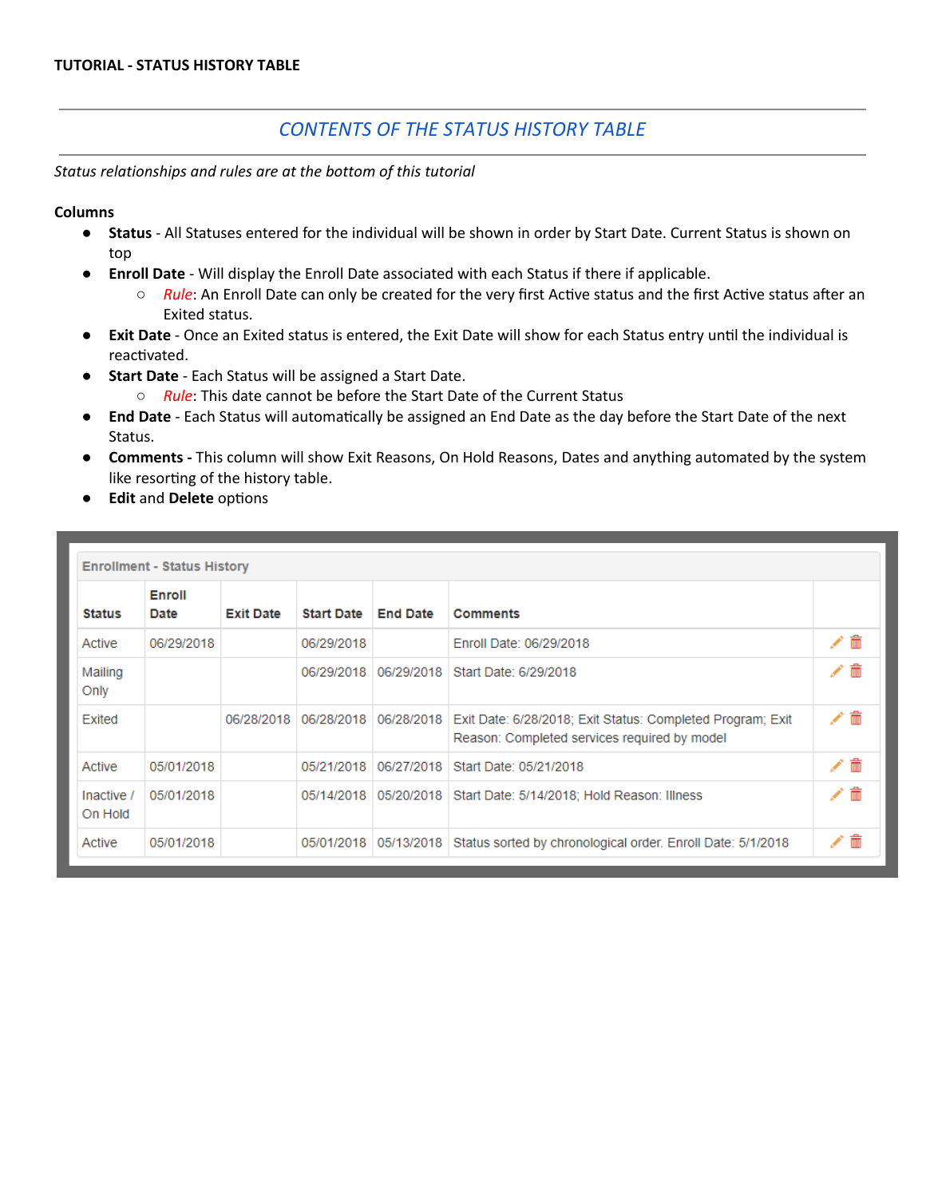**TUTORIAL - STATUS HISTORY TABLE**

---

## *CONTENTS OF THE STATUS HISTORY TABLE*

---

*Status relationships and rules are at the bottom of this tutorial*

**Columns**

- **Status** - All Statuses entered for the individual will be shown in order by Start Date. Current Status is shown on top
- **Enroll Date** - Will display the Enroll Date associated with each Status if there if applicable.
  - *Rule*: An Enroll Date can only be created for the very first Active status and the first Active status after an Exited status.
- **Exit Date** - Once an Exited status is entered, the Exit Date will show for each Status entry until the individual is reactivated.
- **Start Date** - Each Status will be assigned a Start Date.
  - *Rule*: This date cannot be before the Start Date of the Current Status
- **End Date** - Each Status will automatically be assigned an End Date as the day before the Start Date of the next Status.
- **Comments -** This column will show Exit Reasons, On Hold Reasons, Dates and anything automated by the system like resorting of the history table.
- **Edit** and **Delete** options

**Enrollment - Status History**

| Status | Enroll Date | Exit Date | Start Date | End Date | Comments | |
|---|---|---|---|---|---|---|
| Active | 06/29/2018 | | 06/29/2018 | | Enroll Date: 06/29/2018 | |
| Mailing Only | | | 06/29/2018 | 06/29/2018 | Start Date: 6/29/2018 | |
| Exited | | 06/28/2018 | 06/28/2018 | 06/28/2018 | Exit Date: 6/28/2018; Exit Status: Completed Program; Exit Reason: Completed services required by model | |
| Active | 05/01/2018 | | 05/21/2018 | 06/27/2018 | Start Date: 05/21/2018 | |
| Inactive / On Hold | 05/01/2018 | | 05/14/2018 | 05/20/2018 | Start Date: 5/14/2018; Hold Reason: Illness | |
| Active | 05/01/2018 | | 05/01/2018 | 05/13/2018 | Status sorted by chronological order. Enroll Date: 5/1/2018 | |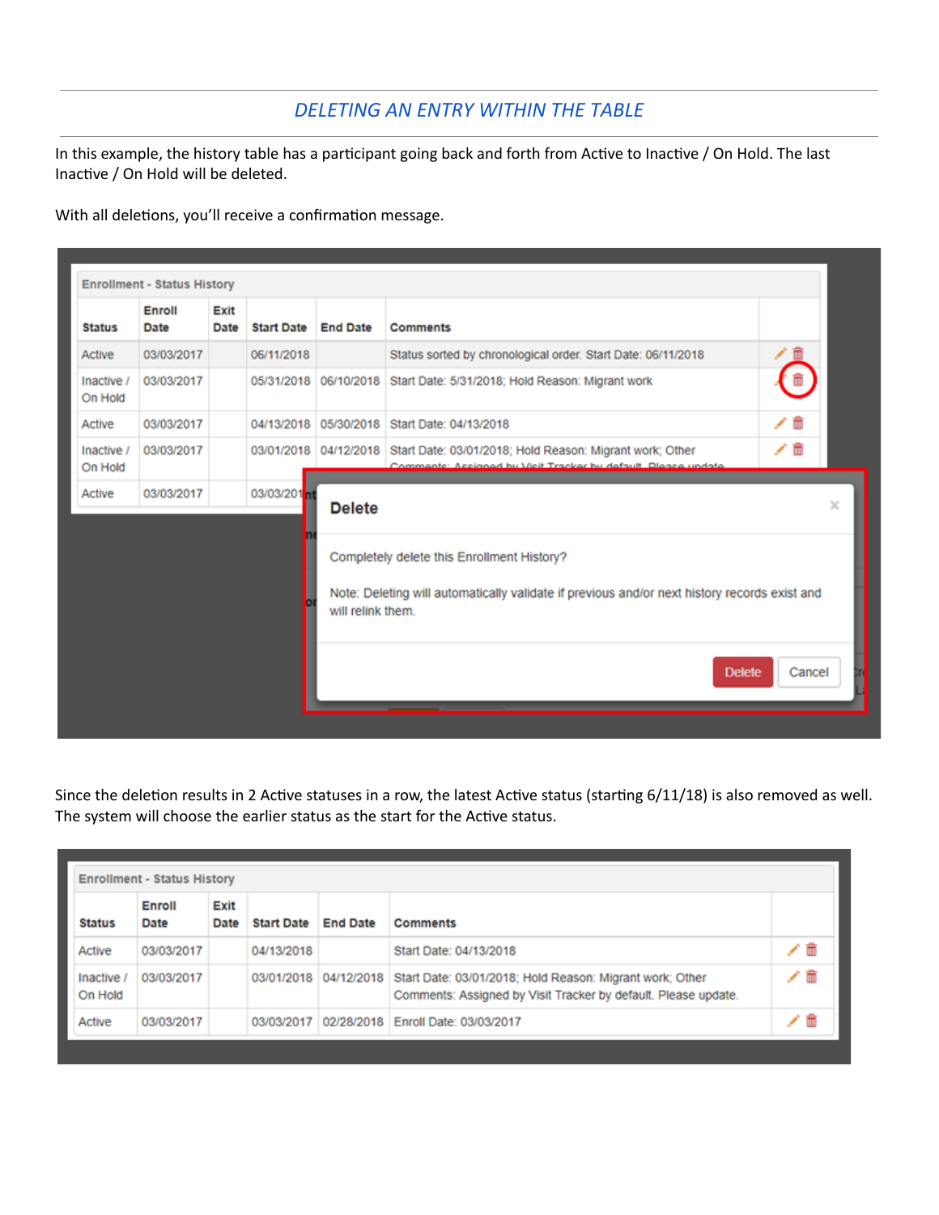## *DELETING AN ENTRY WITHIN THE TABLE*

In this example, the history table has a participant going back and forth from Active to Inactive / On Hold. The last Inactive / On Hold will be deleted.

With all deletions, you'll receive a confirmation message.

Enrollment - Status History

| Status | Enroll Date | Exit Date | Start Date | End Date | Comments |
|---|---|---|---|---|---|
| Active | 03/03/2017 | | 06/11/2018 | | Status sorted by chronological order. Start Date: 06/11/2018 |
| Inactive / On Hold | 03/03/2017 | | 05/31/2018 | 06/10/2018 | Start Date: 5/31/2018; Hold Reason: Migrant work |
| Active | 03/03/2017 | | 04/13/2018 | 05/30/2018 | Start Date: 04/13/2018 |
| Inactive / On Hold | 03/03/2017 | | 03/01/2018 | 04/12/2018 | Start Date: 03/01/2018; Hold Reason: Migrant work; Other Comments: Assigned by Visit Tracker by default. Please update. |
| Active | 03/03/2017 | | 03/03/201 | | |

**Delete**

Completely delete this Enrollment History?

Note: Deleting will automatically validate if previous and/or next history records exist and will relink them.

Delete | Cancel

Since the deletion results in 2 Active statuses in a row, the latest Active status (starting 6/11/18) is also removed as well. The system will choose the earlier status as the start for the Active status.

Enrollment - Status History

| Status | Enroll Date | Exit Date | Start Date | End Date | Comments |
|---|---|---|---|---|---|
| Active | 03/03/2017 | | 04/13/2018 | | Start Date: 04/13/2018 |
| Inactive / On Hold | 03/03/2017 | | 03/01/2018 | 04/12/2018 | Start Date: 03/01/2018; Hold Reason: Migrant work; Other Comments: Assigned by Visit Tracker by default. Please update. |
| Active | 03/03/2017 | | 03/03/2017 | 02/28/2018 | Enroll Date: 03/03/2017 |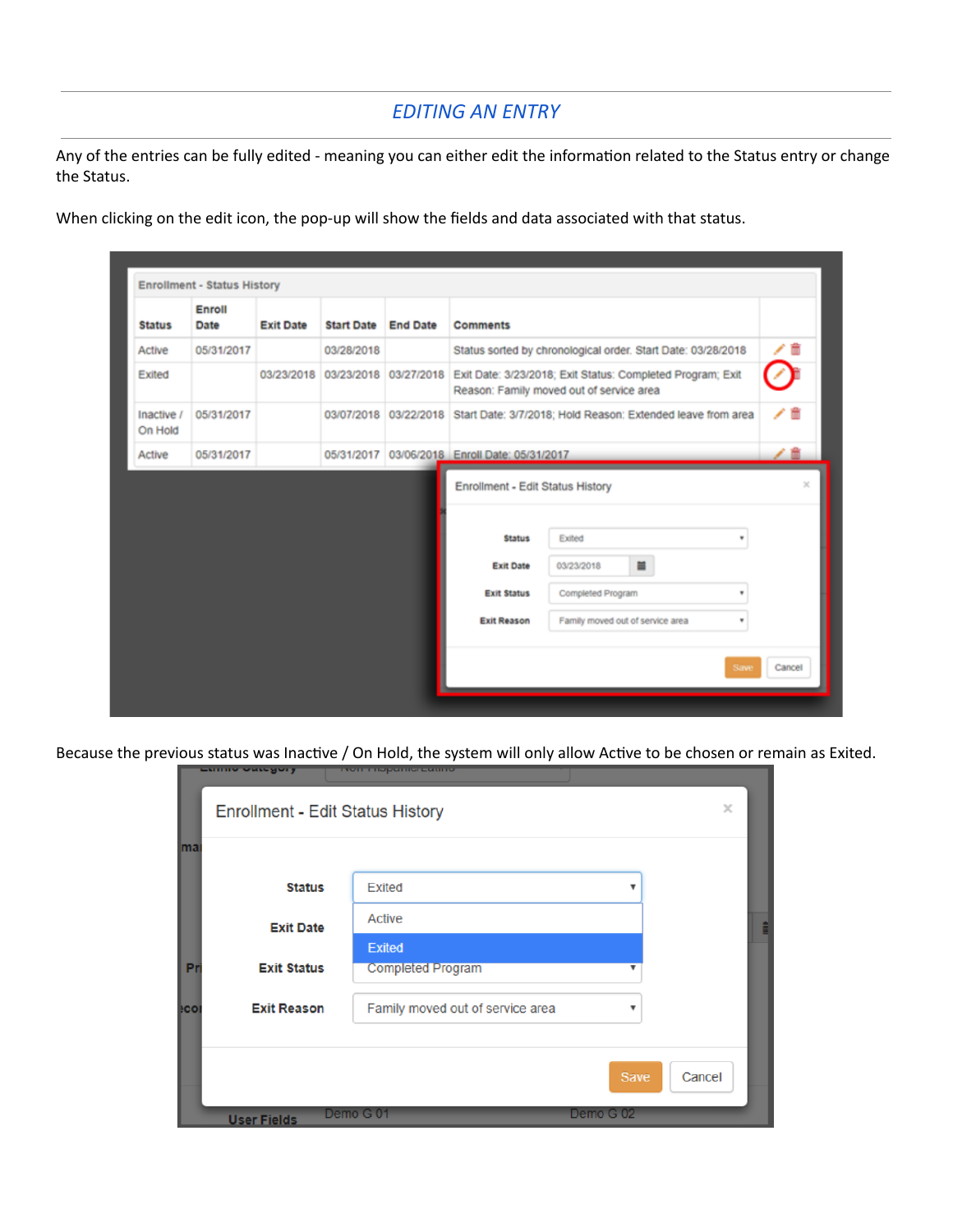## EDITING AN ENTRY

Any of the entries can be fully edited - meaning you can either edit the information related to the Status entry or change the Status.

When clicking on the edit icon, the pop-up will show the fields and data associated with that status.

Because the previous status was Inactive / On Hold, the system will only allow Active to be chosen or remain as Exited.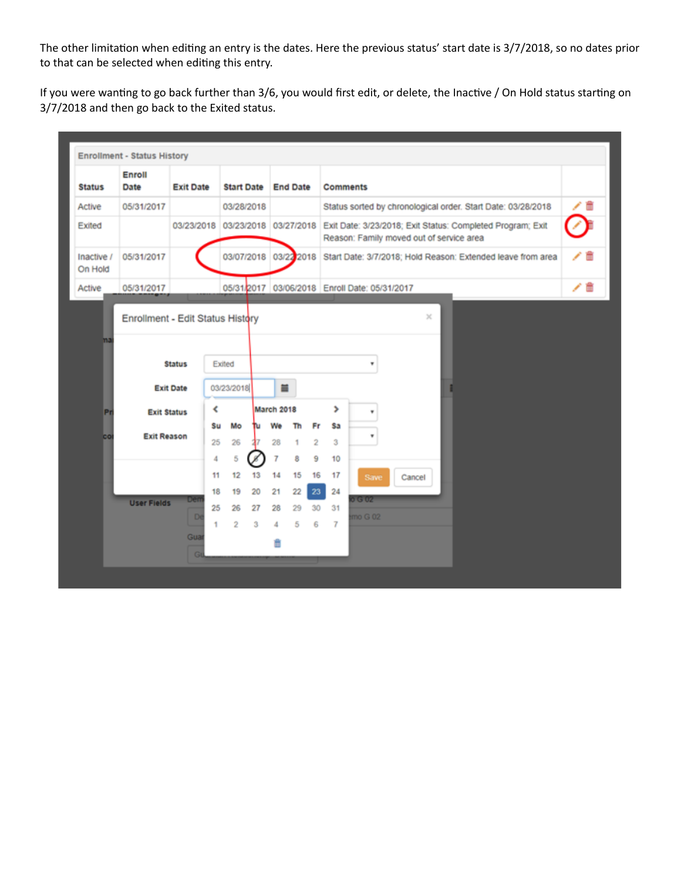The other limitation when editing an entry is the dates. Here the previous status' start date is 3/7/2018, so no dates prior to that can be selected when editing this entry.

If you were wanting to go back further than 3/6, you would first edit, or delete, the Inactive / On Hold status starting on 3/7/2018 and then go back to the Exited status.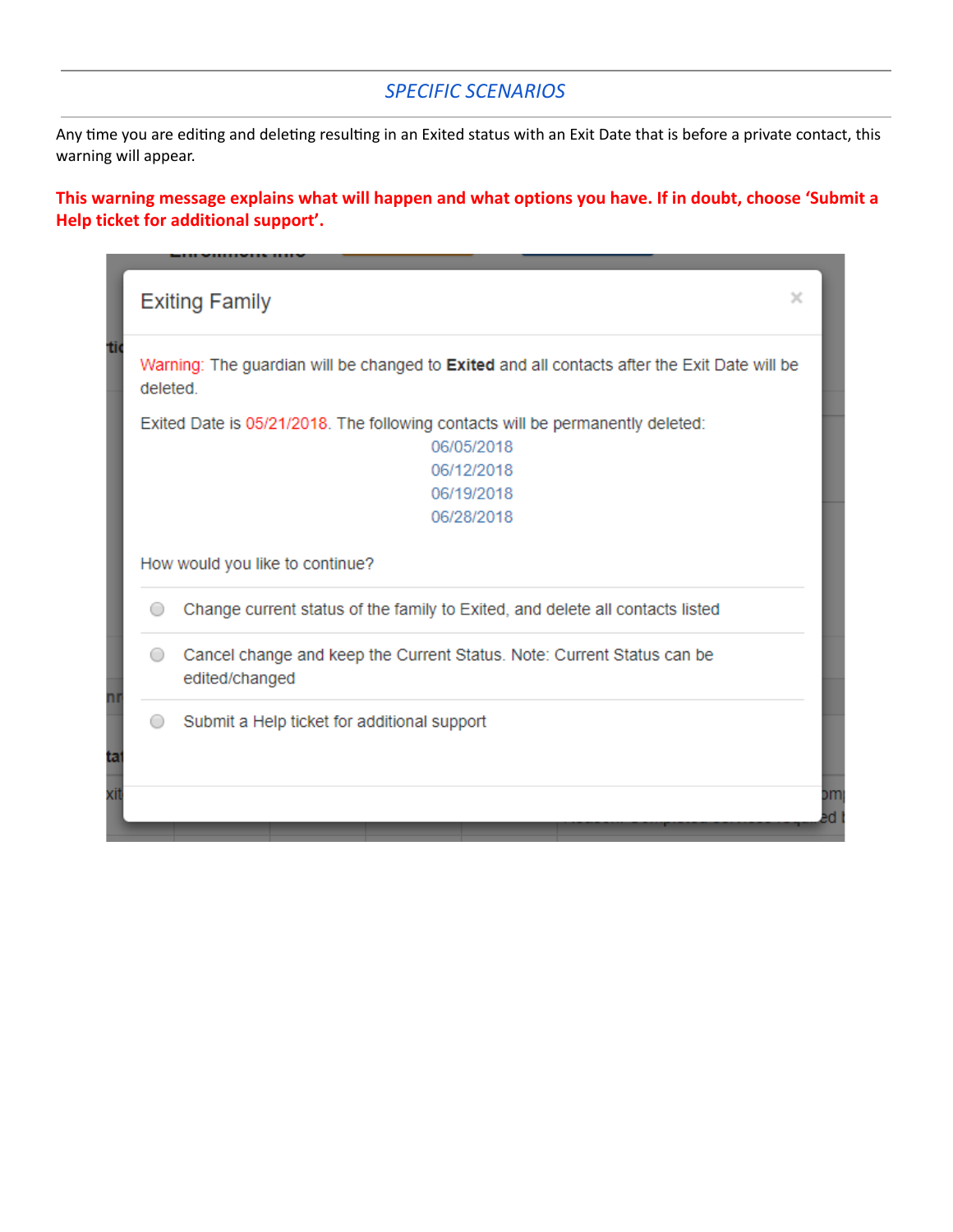## *SPECIFIC SCENARIOS*

Any time you are editing and deleting resulting in an Exited status with an Exit Date that is before a private contact, this warning will appear.

**This warning message explains what will happen and what options you have. If in doubt, choose 'Submit a Help ticket for additional support'.**

Exiting Family

Warning: The guardian will be changed to **Exited** and all contacts after the Exit Date will be deleted.

Exited Date is 05/21/2018. The following contacts will be permanently deleted:

06/05/2018
06/12/2018
06/19/2018
06/28/2018

How would you like to continue?

- Change current status of the family to Exited, and delete all contacts listed
- Cancel change and keep the Current Status. Note: Current Status can be edited/changed
- Submit a Help ticket for additional support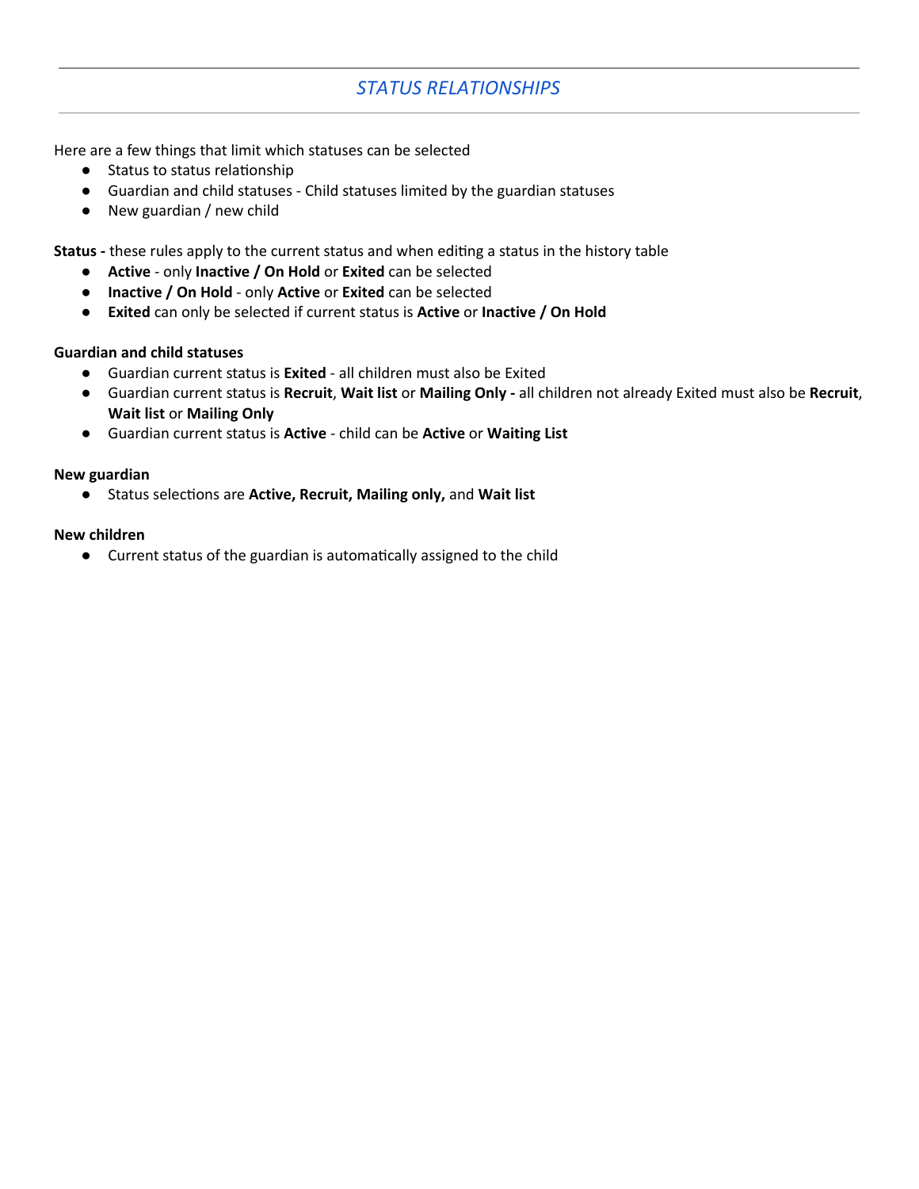## *STATUS RELATIONSHIPS*

Here are a few things that limit which statuses can be selected

- Status to status relationship
- Guardian and child statuses - Child statuses limited by the guardian statuses
- New guardian / new child

**Status -** these rules apply to the current status and when editing a status in the history table

- **Active** - only **Inactive / On Hold** or **Exited** can be selected
- **Inactive / On Hold** - only **Active** or **Exited** can be selected
- **Exited** can only be selected if current status is **Active** or **Inactive / On Hold**

**Guardian and child statuses**

- Guardian current status is **Exited** - all children must also be Exited
- Guardian current status is **Recruit**, **Wait list** or **Mailing Only -** all children not already Exited must also be **Recruit**, **Wait list** or **Mailing Only**
- Guardian current status is **Active** - child can be **Active** or **Waiting List**

**New guardian**

- Status selections are **Active, Recruit, Mailing only,** and **Wait list**

**New children**

- Current status of the guardian is automatically assigned to the child